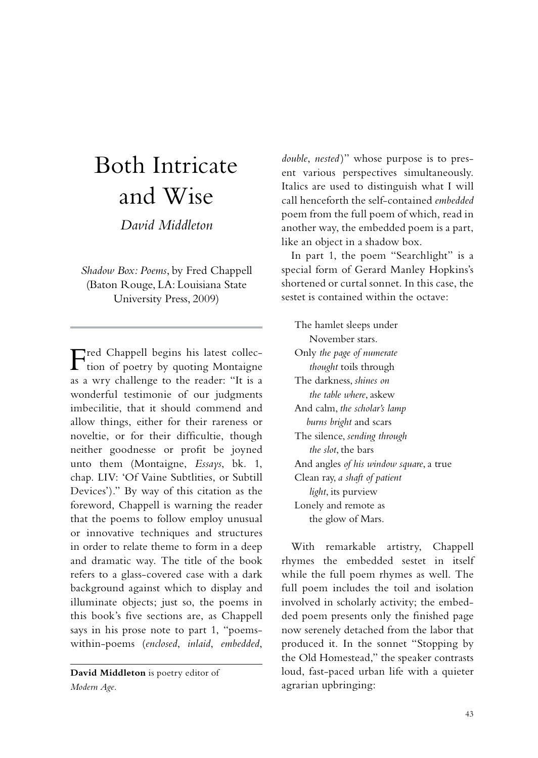# Both Intricate and Wise

*David Middleton*

*Shadow Box: Poems*, by Fred Chappell (Baton Rouge, LA: Louisiana State University Press, 2009)

Fred Chappell begins his latest collection of poetry by quoting Montaigne as a wry challenge to the reader: "It is a wonderful testimonie of our judgments imbecilitie, that it should commend and allow things, either for their rareness or noveltie, or for their difficultie, though neither goodnesse or profit be joyned unto them (Montaigne, *Essays*, bk. 1, chap. LIV: 'Of Vaine Subtlities, or Subtill Devices')." By way of this citation as the foreword, Chappell is warning the reader that the poems to follow employ unusual or innovative techniques and structures in order to relate theme to form in a deep and dramatic way. The title of the book refers to a glass-covered case with a dark background against which to display and illuminate objects; just so, the poems in this book's five sections are, as Chappell says in his prose note to part 1, "poems-within-poems (*enclosed*, *inlaid*, *embedded*, *double*, *nested*)" whose purpose is to present various perspectives simultaneously. Italics are used to distinguish what I will call henceforth the self-contained *embedded* poem from the full poem of which, read in another way, the embedded poem is a part, like an object in a shadow box.

**David Middleton** is poetry editor of *Modern Age*.

In part 1, the poem "Searchlight" is a special form of Gerard Manley Hopkins's shortened or curtal sonnet. In this case, the sestet is contained within the octave:

> The hamlet sleeps under
> November stars.
> Only *the page of numerate*
> *thought* toils through
> The darkness, *shines on*
> *the table where*, askew
> And calm, *the scholar's lamp*
> *burns bright* and scars
> The silence, *sending through*
> *the slot*, the bars
> And angles *of his window square*, a true
> Clean ray, *a shaft of patient*
> *light*, its purview
> Lonely and remote as
> the glow of Mars.

With remarkable artistry, Chappell rhymes the embedded sestet in itself while the full poem rhymes as well. The full poem includes the toil and isolation involved in scholarly activity; the embedded poem presents only the finished page now serenely detached from the labor that produced it. In the sonnet "Stopping by the Old Homestead," the speaker contrasts loud, fast-paced urban life with a quieter agrarian upbringing: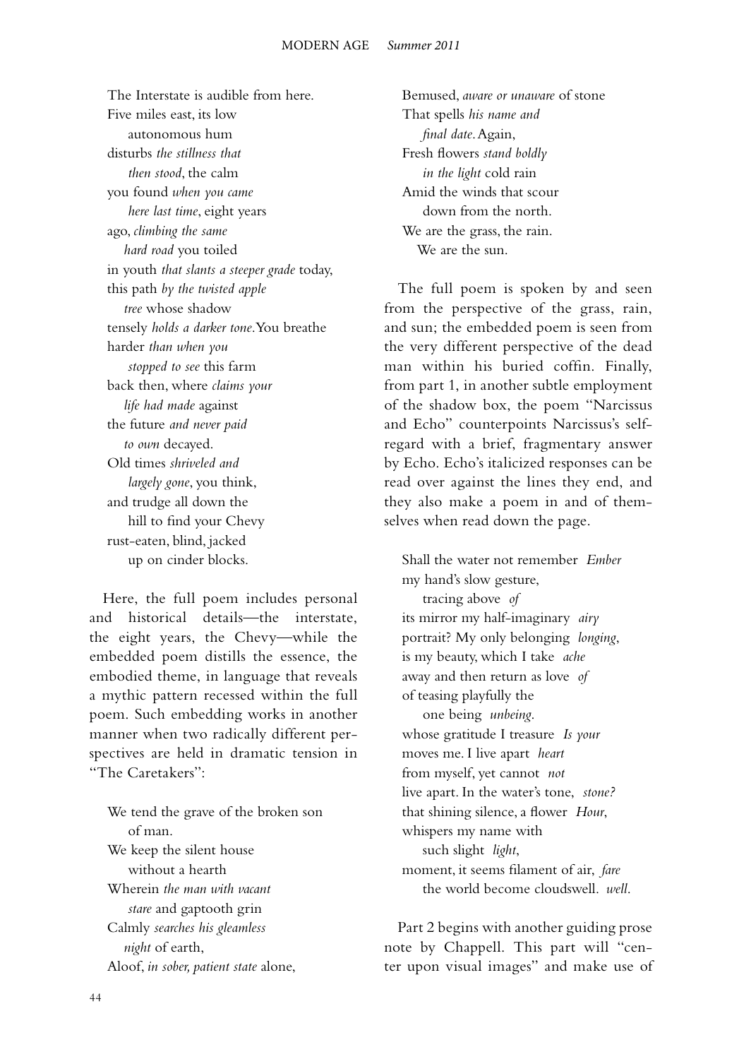The Interstate is audible from here.  
Five miles east, its low  
    autonomous hum  
disturbs *the stillness that*  
    *then stood*, the calm  
you found *when you came*  
    *here last time*, eight years  
ago, *climbing the same*  
    *hard road* you toiled  
in youth *that slants a steeper grade* today,  
this path *by the twisted apple*  
    *tree* whose shadow  
tensely *holds a darker tone*. You breathe  
harder *than when you*  
    *stopped to see* this farm  
back then, where *claims your*  
    *life had made* against  
the future *and never paid*  
    *to own* decayed.  
Old times *shriveled and*  
    *largely gone*, you think,  
and trudge all down the  
    hill to find your Chevy  
rust-eaten, blind, jacked  
    up on cinder blocks.

Here, the full poem includes personal and historical details—the interstate, the eight years, the Chevy—while the embedded poem distills the essence, the embodied theme, in language that reveals a mythic pattern recessed within the full poem. Such embedding works in another manner when two radically different perspectives are held in dramatic tension in "The Caretakers":

We tend the grave of the broken son  
    of man.  
We keep the silent house  
    without a hearth  
Wherein *the man with vacant*  
    *stare* and gaptooth grin  
Calmly *searches his gleamless*  
    *night* of earth,  
Aloof, *in sober, patient state* alone,  
Bemused, *aware or unaware* of stone  
That spells *his name and*  
    *final date*. Again,  
Fresh flowers *stand boldly*  
    *in the light* cold rain  
Amid the winds that scour  
    down from the north.  
We are the grass, the rain.  
    We are the sun.

The full poem is spoken by and seen from the perspective of the grass, rain, and sun; the embedded poem is seen from the very different perspective of the dead man within his buried coffin. Finally, from part 1, in another subtle employment of the shadow box, the poem "Narcissus and Echo" counterpoints Narcissus's self-regard with a brief, fragmentary answer by Echo. Echo's italicized responses can be read over against the lines they end, and they also make a poem in and of themselves when read down the page.

Shall the water not remember *Ember*  
my hand's slow gesture,  
    tracing above *of*  
its mirror my half-imaginary *airy*  
portrait? My only belonging *longing*,  
is my beauty, which I take *ache*  
away and then return as love *of*  
of teasing playfully the  
    one being *unbeing*.  
whose gratitude I treasure *Is your*  
moves me. I live apart *heart*  
from myself, yet cannot *not*  
live apart. In the water's tone, *stone?*  
that shining silence, a flower *Hour*,  
whispers my name with  
    such slight *light*,  
moment, it seems filament of air, *fare*  
    the world become cloudswell. *well*.

Part 2 begins with another guiding prose note by Chappell. This part will "center upon visual images" and make use of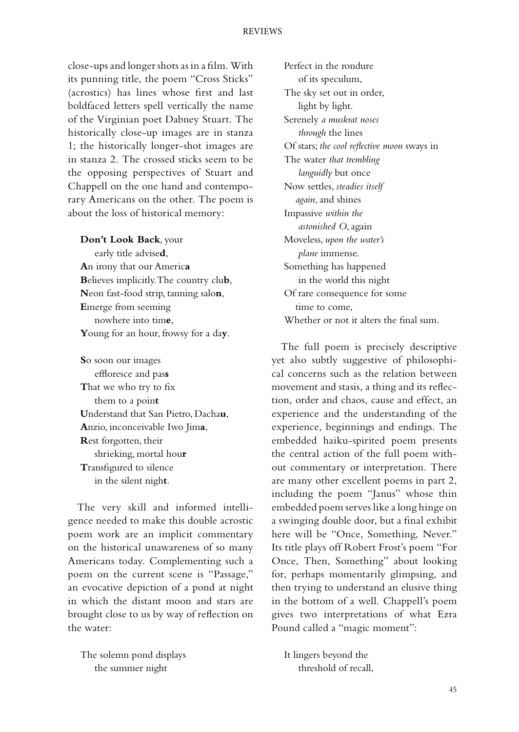close-ups and longer shots as in a film. With its punning title, the poem "Cross Sticks" (acrostics) has lines whose first and last boldfaced letters spell vertically the name of the Virginian poet Dabney Stuart. The historically close-up images are in stanza 1; the historically longer-shot images are in stanza 2. The crossed sticks seem to be the opposing perspectives of Stuart and Chappell on the one hand and contemporary Americans on the other. The poem is about the loss of historical memory:

> **Don't Look Back**, your  
>  early title advise**d**,  
> **A**n irony that our Americ**a**  
> **B**elieves implicitly. The country clu**b**,  
> **N**eon fast-food strip, tanning salo**n**,  
> **E**merge from seeming  
>  nowhere into tim**e**,  
> **Y**oung for an hour, frowsy for a da**y**.
>
> **S**o soon our images  
>  effloresce and pas**s**  
> **T**hat we who try to fix  
>  them to a poin**t**  
> **U**nderstand that San Pietro, Dacha**u**,  
> **A**nzio, inconceivable Iwo Jim**a**,  
> **R**est forgotten, their  
>  shrieking, mortal hou**r**  
> **T**ransfigured to silence  
>  in the silent nigh**t**.

The very skill and informed intelligence needed to make this double acrostic poem work are an implicit commentary on the historical unawareness of so many Americans today. Complementing such a poem on the current scene is "Passage," an evocative depiction of a pond at night in which the distant moon and stars are brought close to us by way of reflection on the water:

> The solemn pond displays  
>  the summer night  
> Perfect in the rondure  
>  of its speculum,  
> The sky set out in order,  
>  light by light.  
> Serenely *a muskrat noses*  
>  *through* the lines  
> Of stars; *the cool reflective moon* sways in  
> The water *that trembling*  
>  *languidly* but once  
> Now settles, *steadies itself*  
>  *again*, and shines  
> Impassive *within the*  
>  *astonished O*, again  
> Moveless, *upon the water's*  
>  *plane* immense.  
> Something has happened  
>  in the world this night  
> Of rare consequence for some  
>  time to come,  
> Whether or not it alters the final sum.

The full poem is precisely descriptive yet also subtly suggestive of philosophical concerns such as the relation between movement and stasis, a thing and its reflection, order and chaos, cause and effect, an experience and the understanding of the experience, beginnings and endings. The embedded haiku-spirited poem presents the central action of the full poem without commentary or interpretation. There are many other excellent poems in part 2, including the poem "Janus" whose thin embedded poem serves like a long hinge on a swinging double door, but a final exhibit here will be "Once, Something, Never." Its title plays off Robert Frost's poem "For Once, Then, Something" about looking for, perhaps momentarily glimpsing, and then trying to understand an elusive thing in the bottom of a well. Chappell's poem gives two interpretations of what Ezra Pound called a "magic moment":

> It lingers beyond the  
>  threshold of recall,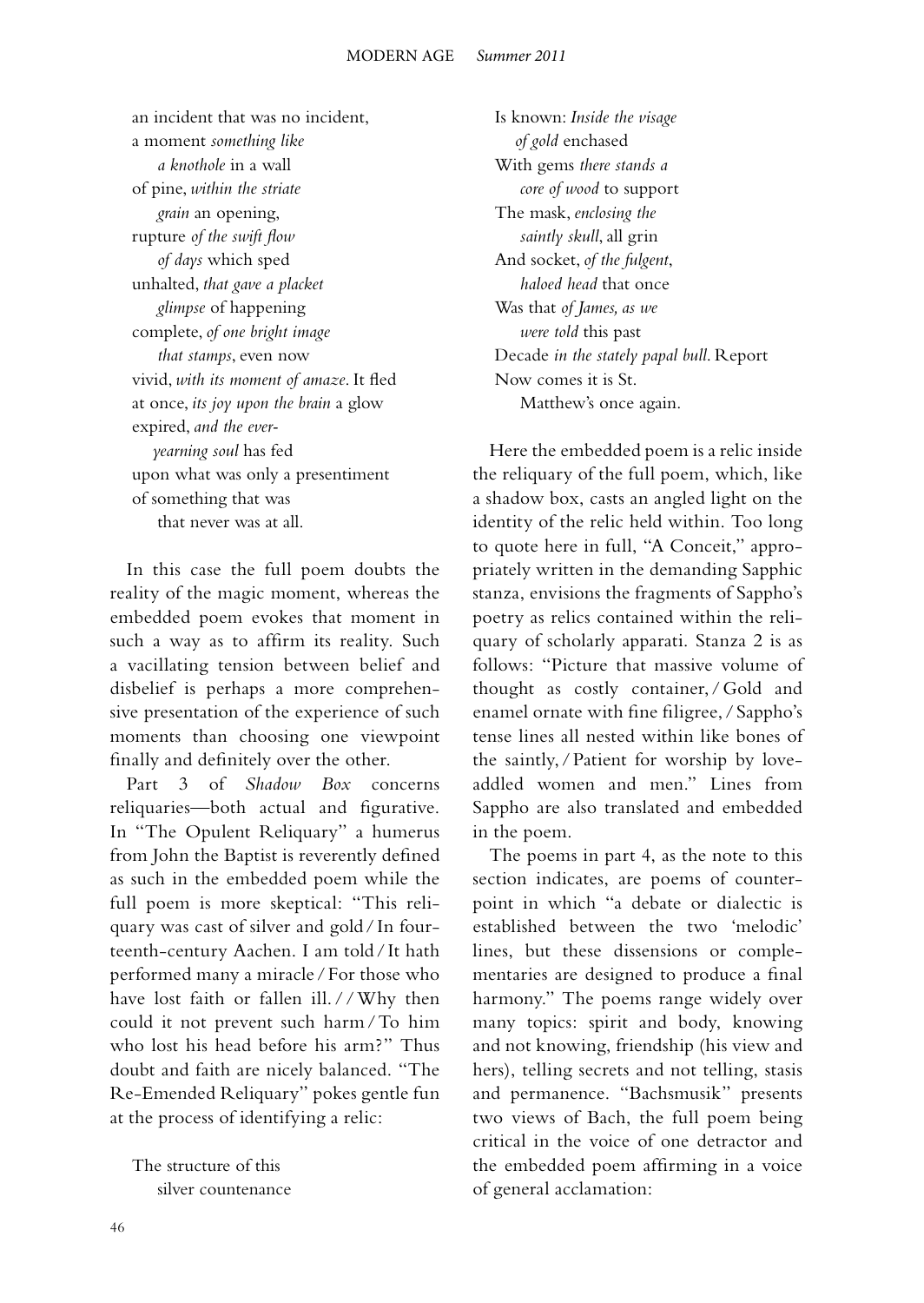an incident that was no incident,  
a moment *something like*  
  *a knothole* in a wall  
of pine, *within the striate*  
  *grain* an opening,  
rupture *of the swift flow*  
  *of days* which sped  
unhalted, *that gave a placket*  
  *glimpse* of happening  
complete, *of one bright image*  
  *that stamps*, even now  
vivid, *with its moment of amaze*. It fled  
at once, *its joy upon the brain* a glow  
expired, *and the ever-*  
  *yearning soul* has fed  
upon what was only a presentiment  
of something that was  
  that never was at all.

In this case the full poem doubts the reality of the magic moment, whereas the embedded poem evokes that moment in such a way as to affirm its reality. Such a vacillating tension between belief and disbelief is perhaps a more comprehensive presentation of the experience of such moments than choosing one viewpoint finally and definitely over the other.

Part 3 of *Shadow Box* concerns reliquaries—both actual and figurative. In "The Opulent Reliquary" a humerus from John the Baptist is reverently defined as such in the embedded poem while the full poem is more skeptical: "This reliquary was cast of silver and gold / In fourteenth-century Aachen. I am told / It hath performed many a miracle / For those who have lost faith or fallen ill. / / Why then could it not prevent such harm / To him who lost his head before his arm?" Thus doubt and faith are nicely balanced. "The Re-Emended Reliquary" pokes gentle fun at the process of identifying a relic:

The structure of this  
  silver countenance  
Is known: *Inside the visage*  
  *of gold* enchased  
With gems *there stands a*  
  *core of wood* to support  
The mask, *enclosing the*  
  *saintly skull*, all grin  
And socket, *of the fulgent*,  
  *haloed head* that once  
Was that *of James, as we*  
  *were told* this past  
Decade *in the stately papal bull*. Report  
Now comes it is St.  
  Matthew's once again.

Here the embedded poem is a relic inside the reliquary of the full poem, which, like a shadow box, casts an angled light on the identity of the relic held within. Too long to quote here in full, "A Conceit," appropriately written in the demanding Sapphic stanza, envisions the fragments of Sappho's poetry as relics contained within the reliquary of scholarly apparati. Stanza 2 is as follows: "Picture that massive volume of thought as costly container, / Gold and enamel ornate with fine filigree, / Sappho's tense lines all nested within like bones of the saintly, / Patient for worship by love-addled women and men." Lines from Sappho are also translated and embedded in the poem.

The poems in part 4, as the note to this section indicates, are poems of counterpoint in which "a debate or dialectic is established between the two 'melodic' lines, but these dissensions or complementaries are designed to produce a final harmony." The poems range widely over many topics: spirit and body, knowing and not knowing, friendship (his view and hers), telling secrets and not telling, stasis and permanence. "Bachsmusik" presents two views of Bach, the full poem being critical in the voice of one detractor and the embedded poem affirming in a voice of general acclamation: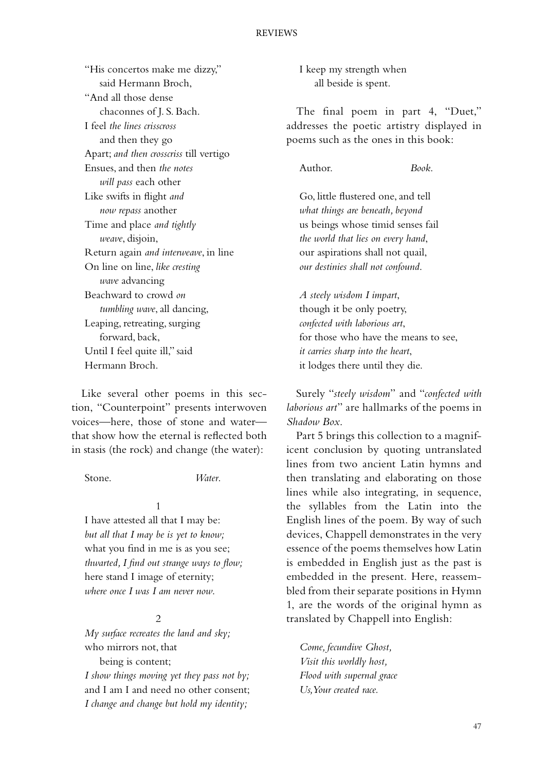"His concertos make me dizzy,"
  said Hermann Broch,
"And all those dense
  chaconnes of J. S. Bach.
I feel *the lines crisscross*
  and then they go
Apart; *and then crosscriss* till vertigo
Ensues, and then *the notes*
  *will pass* each other
Like swifts in flight *and*
  *now repass* another
Time and place *and tightly*
  *weave*, disjoin,
Return again *and interweave*, in line
On line on line, *like cresting*
  *wave* advancing
Beachward to crowd *on*
  *tumbling wave*, all dancing,
Leaping, retreating, surging
  forward, back,
Until I feel quite ill," said
Hermann Broch.

Like several other poems in this section, "Counterpoint" presents interwoven voices—here, those of stone and water—that show how the eternal is reflected both in stasis (the rock) and change (the water):

Stone. *Water.*

1

I have attested all that I may be:
*but all that I may be is yet to know;*
what you find in me is as you see;
*thwarted, I find out strange ways to flow;*
here stand I image of eternity;
*where once I was I am never now.*

2

*My surface recreates the land and sky;*
who mirrors not, that
  being is content;
*I show things moving yet they pass not by;*
and I am I and need no other consent;
*I change and change but hold my identity;*
I keep my strength when
  all beside is spent.

The final poem in part 4, "Duet," addresses the poetic artistry displayed in poems such as the ones in this book:

Author. *Book.*

Go, little flustered one, and tell
*what things are beneath, beyond*
us beings whose timid senses fail
*the world that lies on every hand*,
our aspirations shall not quail,
*our destinies shall not confound*.

*A steely wisdom I impart*,
though it be only poetry,
*confected with laborious art*,
for those who have the means to see,
*it carries sharp into the heart*,
it lodges there until they die.

Surely "*steely wisdom*" and "*confected with laborious art*" are hallmarks of the poems in *Shadow Box*.

Part 5 brings this collection to a magnificent conclusion by quoting untranslated lines from two ancient Latin hymns and then translating and elaborating on those lines while also integrating, in sequence, the syllables from the Latin into the English lines of the poem. By way of such devices, Chappell demonstrates in the very essence of the poems themselves how Latin is embedded in English just as the past is embedded in the present. Here, reassembled from their separate positions in Hymn 1, are the words of the original hymn as translated by Chappell into English:

*Come, fecundive Ghost,*
*Visit this worldly host,*
*Flood with supernal grace*
*Us, Your created race.*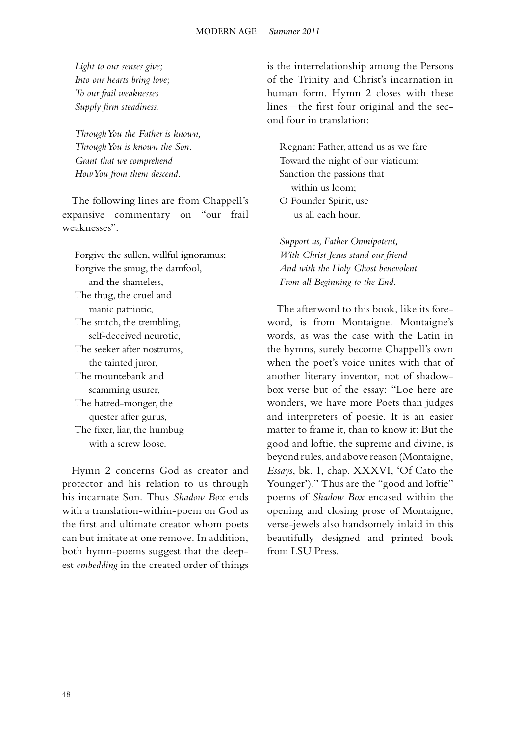*Light to our senses give;*
*Into our hearts bring love;*
*To our frail weaknesses*
*Supply firm steadiness.*

*Through You the Father is known,*
*Through You is known the Son.*
*Grant that we comprehend*
*How You from them descend.*

The following lines are from Chappell's expansive commentary on "our frail weaknesses":

> Forgive the sullen, willful ignoramus;
> Forgive the smug, the damfool,
> and the shameless,
> The thug, the cruel and
> manic patriotic,
> The snitch, the trembling,
> self-deceived neurotic,
> The seeker after nostrums,
> the tainted juror,
> The mountebank and
> scamming usurer,
> The hatred-monger, the
> quester after gurus,
> The fixer, liar, the humbug
> with a screw loose.

Hymn 2 concerns God as creator and protector and his relation to us through his incarnate Son. Thus *Shadow Box* ends with a translation-within-poem on God as the first and ultimate creator whom poets can but imitate at one remove. In addition, both hymn-poems suggest that the deepest *embedding* in the created order of things is the interrelationship among the Persons of the Trinity and Christ's incarnation in human form. Hymn 2 closes with these lines—the first four original and the second four in translation:

> Regnant Father, attend us as we fare
> Toward the night of our viaticum;
> Sanction the passions that
> within us loom;
> O Founder Spirit, use
> us all each hour.
>
> *Support us, Father Omnipotent,*
> *With Christ Jesus stand our friend*
> *And with the Holy Ghost benevolent*
> *From all Beginning to the End.*

The afterword to this book, like its foreword, is from Montaigne. Montaigne's words, as was the case with the Latin in the hymns, surely become Chappell's own when the poet's voice unites with that of another literary inventor, not of shadow-box verse but of the essay: "Loe here are wonders, we have more Poets than judges and interpreters of poesie. It is an easier matter to frame it, than to know it: But the good and loftie, the supreme and divine, is beyond rules, and above reason (Montaigne, *Essays*, bk. 1, chap. XXXVI, 'Of Cato the Younger')." Thus are the "good and loftie" poems of *Shadow Box* encased within the opening and closing prose of Montaigne, verse-jewels also handsomely inlaid in this beautifully designed and printed book from LSU Press.